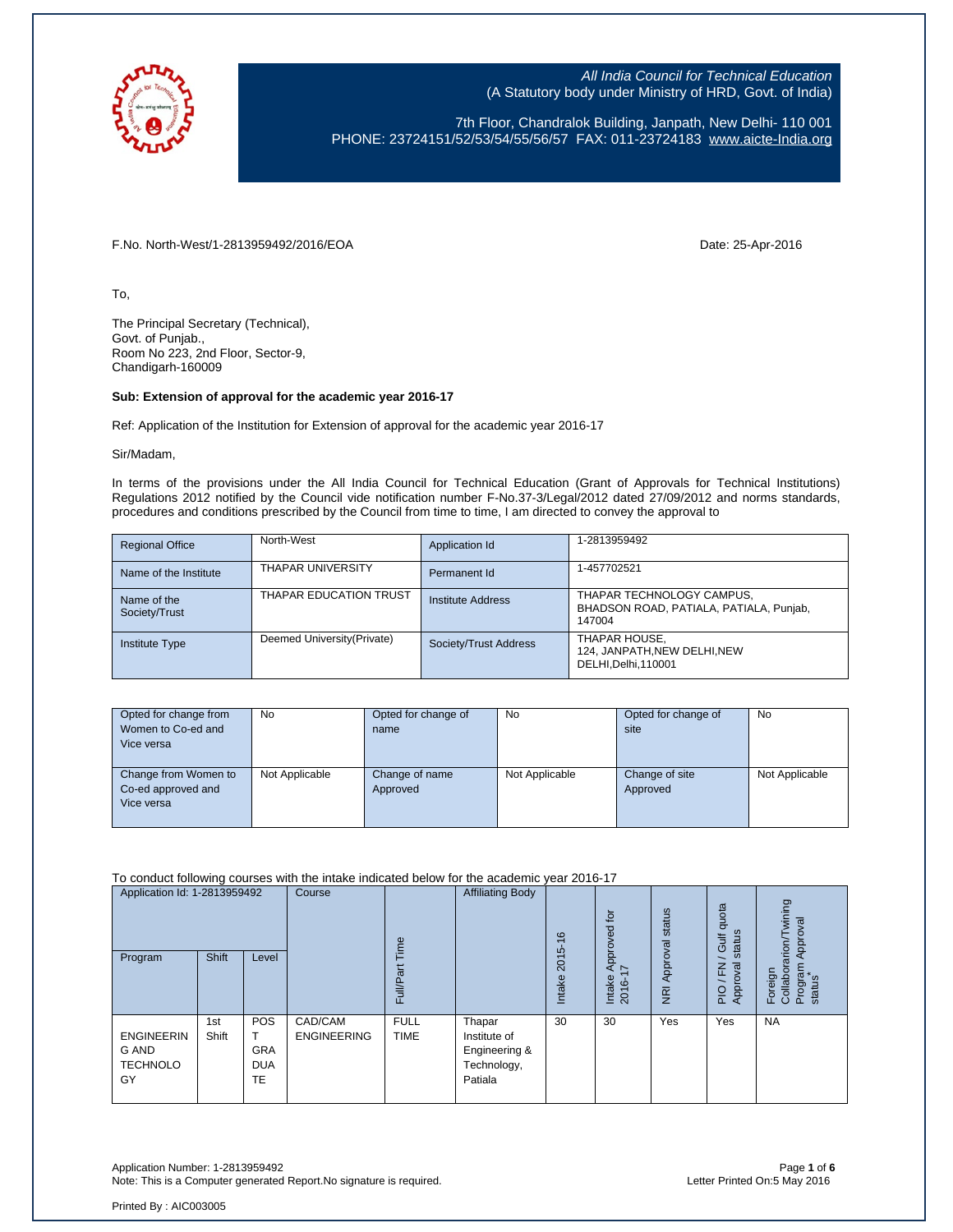*All India Council for Technical Education*
(A Statutory body under Ministry of HRD, Govt. of India)

7th Floor, Chandralok Building, Janpath, New Delhi- 110 001
PHONE: 23724151/52/53/54/55/56/57 FAX: 011-23724183 www.aicte-India.org

F.No. North-West/1-2813959492/2016/EOA

Date: 25-Apr-2016

To,

The Principal Secretary (Technical),
Govt. of Punjab.,
Room No 223, 2nd Floor, Sector-9,
Chandigarh-160009

**Sub: Extension of approval for the academic year 2016-17**

Ref: Application of the Institution for Extension of approval for the academic year 2016-17

Sir/Madam,

In terms of the provisions under the All India Council for Technical Education (Grant of Approvals for Technical Institutions) Regulations 2012 notified by the Council vide notification number F-No.37-3/Legal/2012 dated 27/09/2012 and norms standards, procedures and conditions prescribed by the Council from time to time, I am directed to convey the approval to

| Regional Office | North-West | Application Id | 1-2813959492 |
|---|---|---|---|
| Name of the Institute | THAPAR UNIVERSITY | Permanent Id | 1-457702521 |
| Name of the Society/Trust | THAPAR EDUCATION TRUST | Institute Address | THAPAR TECHNOLOGY CAMPUS, BHADSON ROAD, PATIALA, PATIALA, Punjab, 147004 |
| Institute Type | Deemed University(Private) | Society/Trust Address | THAPAR HOUSE, 124, JANPATH,NEW DELHI,NEW DELHI,Delhi,110001 |

| Opted for change from Women to Co-ed and Vice versa | No | Opted for change of name | No | Opted for change of site | No |
|---|---|---|---|---|---|
| Change from Women to Co-ed approved and Vice versa | Not Applicable | Change of name Approved | Not Applicable | Change of site Approved | Not Applicable |

To conduct following courses with the intake indicated below for the academic year 2016-17

| Application Id: 1-2813959492 | | | Course | Full/Part Time | Affiliating Body | Intake 2015-16 | Intake Approved for 2016-17 | NRI Approval status | PIO / FN / Gulf quota Approval status | Foreign Collaborarion/Twining Program Approval status* |
|---|---|---|---|---|---|---|---|---|---|---|
| Program | Shift | Level | | | | | | | | |
| ENGINEERING AND TECHNOLOGY | 1st Shift | POST GRADUATE | CAD/CAM ENGINEERING | FULL TIME | Thapar Institute of Engineering & Technology, Patiala | 30 | 30 | Yes | Yes | NA |

Application Number: 1-2813959492
Note: This is a Computer generated Report.No signature is required.

Letter Printed On:5 May 2016

Printed By : AIC003005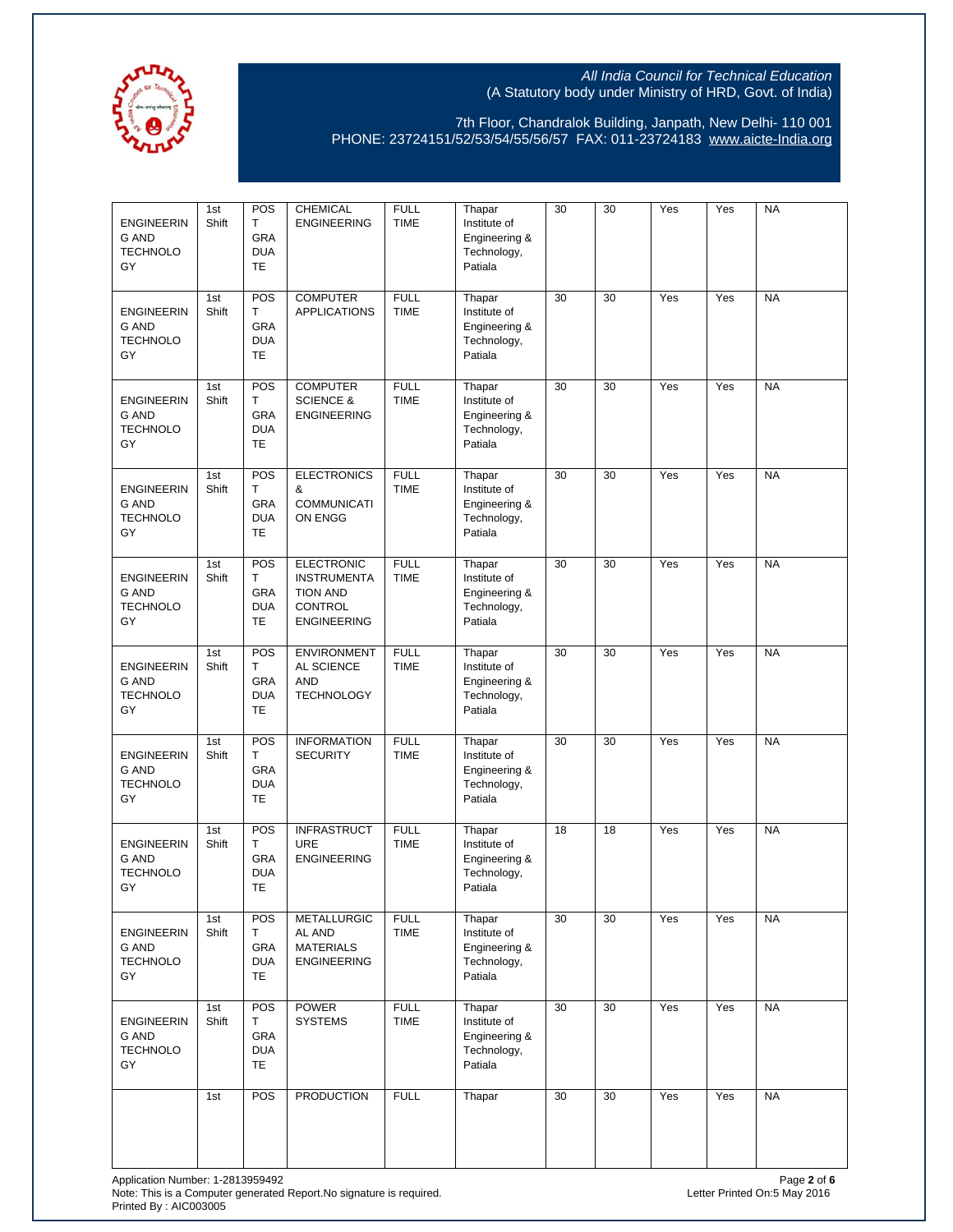| | | | | | | | | | | |
|---|---|---|---|---|---|---|---|---|---|---|
| ENGINEERING AND TECHNOLOGY | 1st Shift | POST GRADUATE | CHEMICAL ENGINEERING | FULL TIME | Thapar Institute of Engineering & Technology, Patiala | 30 | 30 | Yes | Yes | NA |
| ENGINEERING AND TECHNOLOGY | 1st Shift | POST GRADUATE | COMPUTER APPLICATIONS | FULL TIME | Thapar Institute of Engineering & Technology, Patiala | 30 | 30 | Yes | Yes | NA |
| ENGINEERING AND TECHNOLOGY | 1st Shift | POST GRADUATE | COMPUTER SCIENCE & ENGINEERING | FULL TIME | Thapar Institute of Engineering & Technology, Patiala | 30 | 30 | Yes | Yes | NA |
| ENGINEERING AND TECHNOLOGY | 1st Shift | POST GRADUATE | ELECTRONICS & COMMUNICATION ENGG | FULL TIME | Thapar Institute of Engineering & Technology, Patiala | 30 | 30 | Yes | Yes | NA |
| ENGINEERING AND TECHNOLOGY | 1st Shift | POST GRADUATE | ELECTRONIC INSTRUMENTATION AND CONTROL ENGINEERING | FULL TIME | Thapar Institute of Engineering & Technology, Patiala | 30 | 30 | Yes | Yes | NA |
| ENGINEERING AND TECHNOLOGY | 1st Shift | POST GRADUATE | ENVIRONMENTAL SCIENCE AND TECHNOLOGY | FULL TIME | Thapar Institute of Engineering & Technology, Patiala | 30 | 30 | Yes | Yes | NA |
| ENGINEERING AND TECHNOLOGY | 1st Shift | POST GRADUATE | INFORMATION SECURITY | FULL TIME | Thapar Institute of Engineering & Technology, Patiala | 30 | 30 | Yes | Yes | NA |
| ENGINEERING AND TECHNOLOGY | 1st Shift | POST GRADUATE | INFRASTRUCTURE ENGINEERING | FULL TIME | Thapar Institute of Engineering & Technology, Patiala | 18 | 18 | Yes | Yes | NA |
| ENGINEERING AND TECHNOLOGY | 1st Shift | POST GRADUATE | METALLURGICAL AND MATERIALS ENGINEERING | FULL TIME | Thapar Institute of Engineering & Technology, Patiala | 30 | 30 | Yes | Yes | NA |
| ENGINEERING AND TECHNOLOGY | 1st Shift | POST GRADUATE | POWER SYSTEMS | FULL TIME | Thapar Institute of Engineering & Technology, Patiala | 30 | 30 | Yes | Yes | NA |
| | 1st | POS | PRODUCTION | FULL | Thapar | 30 | 30 | Yes | Yes | NA |

Application Number: 1-2813959492
Note: This is a Computer generated Report.No signature is required.
Printed By : AIC003005
Letter Printed On:5 May 2016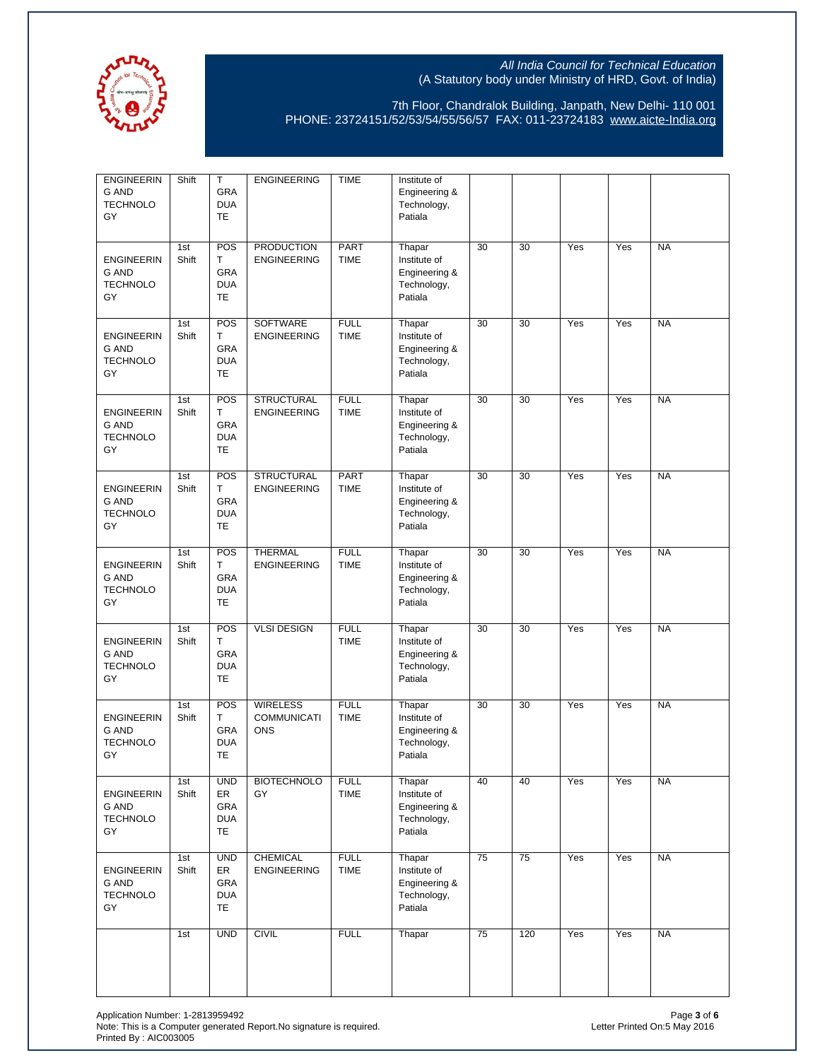| | | | | | | | | | | |
|---|---|---|---|---|---|---|---|---|---|---|
| ENGINEERING AND TECHNOLOGY | Shift | T GRADUATE | ENGINEERING | TIME | Institute of Engineering & Technology, Patiala | | | | | |
| ENGINEERING AND TECHNOLOGY | 1st Shift | POST GRADUATE | PRODUCTION ENGINEERING | PART TIME | Thapar Institute of Engineering & Technology, Patiala | 30 | 30 | Yes | Yes | NA |
| ENGINEERING AND TECHNOLOGY | 1st Shift | POST GRADUATE | SOFTWARE ENGINEERING | FULL TIME | Thapar Institute of Engineering & Technology, Patiala | 30 | 30 | Yes | Yes | NA |
| ENGINEERING AND TECHNOLOGY | 1st Shift | POST GRADUATE | STRUCTURAL ENGINEERING | FULL TIME | Thapar Institute of Engineering & Technology, Patiala | 30 | 30 | Yes | Yes | NA |
| ENGINEERING AND TECHNOLOGY | 1st Shift | POST GRADUATE | STRUCTURAL ENGINEERING | PART TIME | Thapar Institute of Engineering & Technology, Patiala | 30 | 30 | Yes | Yes | NA |
| ENGINEERING AND TECHNOLOGY | 1st Shift | POST GRADUATE | THERMAL ENGINEERING | FULL TIME | Thapar Institute of Engineering & Technology, Patiala | 30 | 30 | Yes | Yes | NA |
| ENGINEERING AND TECHNOLOGY | 1st Shift | POST GRADUATE | VLSI DESIGN | FULL TIME | Thapar Institute of Engineering & Technology, Patiala | 30 | 30 | Yes | Yes | NA |
| ENGINEERING AND TECHNOLOGY | 1st Shift | POST GRADUATE | WIRELESS COMMUNICATIONS | FULL TIME | Thapar Institute of Engineering & Technology, Patiala | 30 | 30 | Yes | Yes | NA |
| ENGINEERING AND TECHNOLOGY | 1st Shift | UNDER GRADUATE | BIOTECHNOLOGY | FULL TIME | Thapar Institute of Engineering & Technology, Patiala | 40 | 40 | Yes | Yes | NA |
| ENGINEERING AND TECHNOLOGY | 1st Shift | UNDER GRADUATE | CHEMICAL ENGINEERING | FULL TIME | Thapar Institute of Engineering & Technology, Patiala | 75 | 75 | Yes | Yes | NA |
| | 1st | UND | CIVIL | FULL | Thapar | 75 | 120 | Yes | Yes | NA |

Application Number: 1-2813959492
Note: This is a Computer generated Report.No signature is required.
Printed By : AIC003005
Letter Printed On:5 May 2016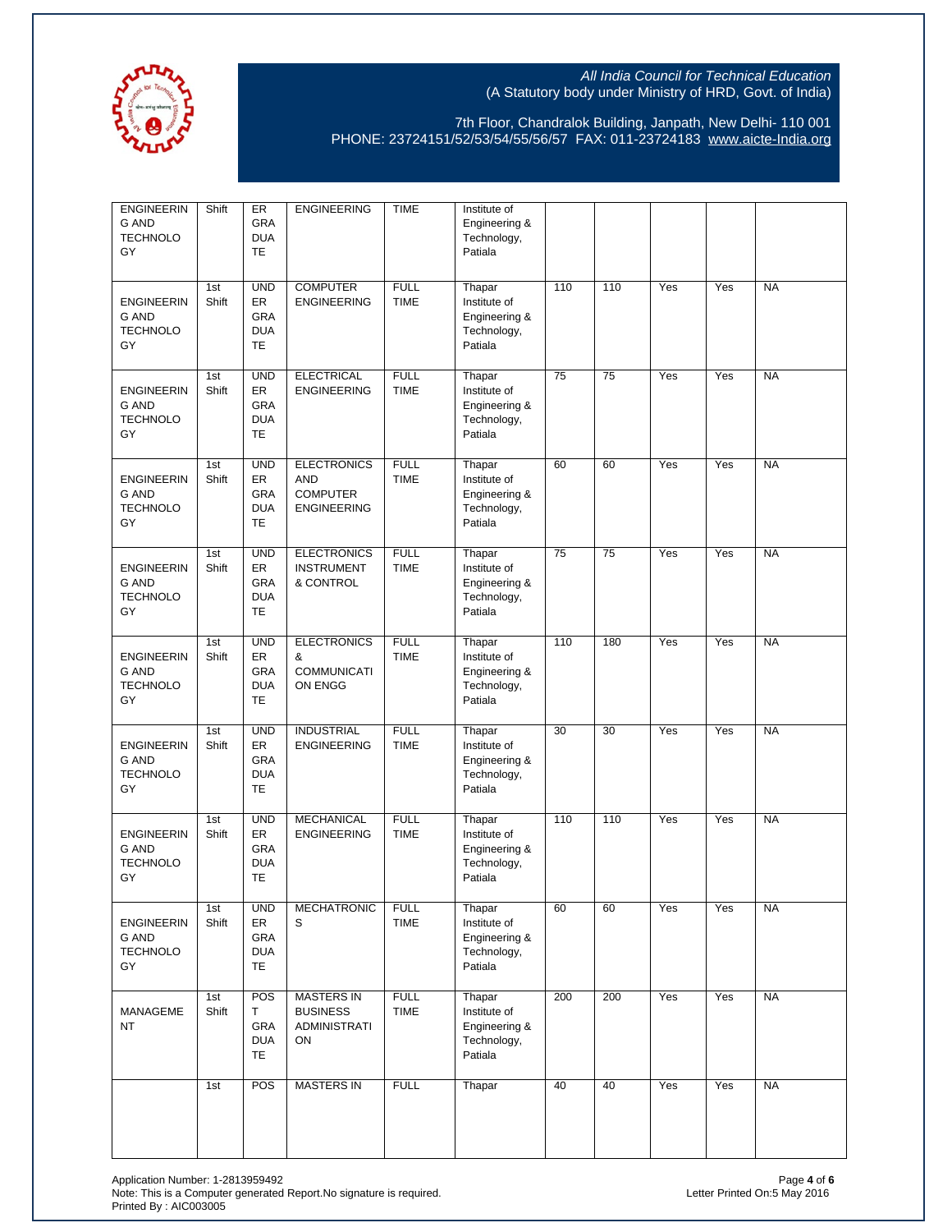All India Council for Technical Education
(A Statutory body under Ministry of HRD, Govt. of India)

7th Floor, Chandralok Building, Janpath, New Delhi- 110 001
PHONE: 23724151/52/53/54/55/56/57 FAX: 011-23724183 www.aicte-India.org

| | | | | | | | | | | |
|---|---|---|---|---|---|---|---|---|---|---|
| ENGINEERING AND TECHNOLOGY | Shift | ER GRADUATE | ENGINEERING | TIME | Institute of Engineering & Technology, Patiala | | | | | |
| ENGINEERING AND TECHNOLOGY | 1st Shift | UNDER GRADUATE | COMPUTER ENGINEERING | FULL TIME | Thapar Institute of Engineering & Technology, Patiala | 110 | 110 | Yes | Yes | NA |
| ENGINEERING AND TECHNOLOGY | 1st Shift | UNDER GRADUATE | ELECTRICAL ENGINEERING | FULL TIME | Thapar Institute of Engineering & Technology, Patiala | 75 | 75 | Yes | Yes | NA |
| ENGINEERING AND TECHNOLOGY | 1st Shift | UNDER GRADUATE | ELECTRONICS AND COMPUTER ENGINEERING | FULL TIME | Thapar Institute of Engineering & Technology, Patiala | 60 | 60 | Yes | Yes | NA |
| ENGINEERING AND TECHNOLOGY | 1st Shift | UNDER GRADUATE | ELECTRONICS INSTRUMENT & CONTROL | FULL TIME | Thapar Institute of Engineering & Technology, Patiala | 75 | 75 | Yes | Yes | NA |
| ENGINEERING AND TECHNOLOGY | 1st Shift | UNDER GRADUATE | ELECTRONICS & COMMUNICATION ENGG | FULL TIME | Thapar Institute of Engineering & Technology, Patiala | 110 | 180 | Yes | Yes | NA |
| ENGINEERING AND TECHNOLOGY | 1st Shift | UNDER GRADUATE | INDUSTRIAL ENGINEERING | FULL TIME | Thapar Institute of Engineering & Technology, Patiala | 30 | 30 | Yes | Yes | NA |
| ENGINEERING AND TECHNOLOGY | 1st Shift | UNDER GRADUATE | MECHANICAL ENGINEERING | FULL TIME | Thapar Institute of Engineering & Technology, Patiala | 110 | 110 | Yes | Yes | NA |
| ENGINEERING AND TECHNOLOGY | 1st Shift | UNDER GRADUATE | MECHATRONICS | FULL TIME | Thapar Institute of Engineering & Technology, Patiala | 60 | 60 | Yes | Yes | NA |
| MANAGEMENT | 1st Shift | POST GRADUATE | MASTERS IN BUSINESS ADMINISTRATION | FULL TIME | Thapar Institute of Engineering & Technology, Patiala | 200 | 200 | Yes | Yes | NA |
| | 1st | POS | MASTERS IN | FULL | Thapar | 40 | 40 | Yes | Yes | NA |

Application Number: 1-2813959492
Note: This is a Computer generated Report.No signature is required.
Printed By : AIC003005

Letter Printed On:5 May 2016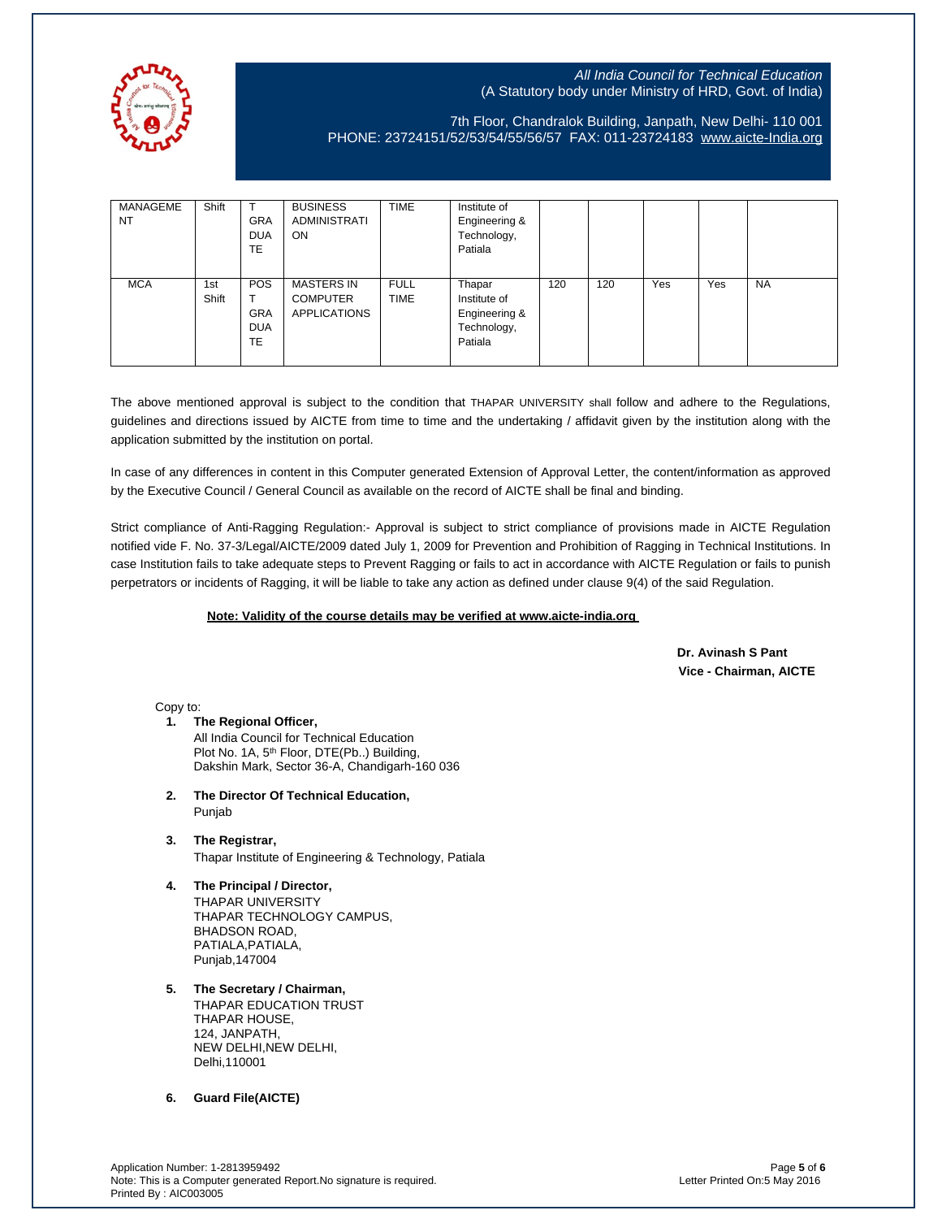| | | | | | | | | | | |
|---|---|---|---|---|---|---|---|---|---|---|
| MANAGEMENT | Shift | T GRADUATE | BUSINESS ADMINISTRATION | TIME | Institute of Engineering & Technology, Patiala | | | | | |
| MCA | 1st Shift | POST GRADUATE | MASTERS IN COMPUTER APPLICATIONS | FULL TIME | Thapar Institute of Engineering & Technology, Patiala | 120 | 120 | Yes | Yes | NA |

The above mentioned approval is subject to the condition that THAPAR UNIVERSITY shall follow and adhere to the Regulations, guidelines and directions issued by AICTE from time to time and the undertaking / affidavit given by the institution along with the application submitted by the institution on portal.

In case of any differences in content in this Computer generated Extension of Approval Letter, the content/information as approved by the Executive Council / General Council as available on the record of AICTE shall be final and binding.

Strict compliance of Anti-Ragging Regulation:- Approval is subject to strict compliance of provisions made in AICTE Regulation notified vide F. No. 37-3/Legal/AICTE/2009 dated July 1, 2009 for Prevention and Prohibition of Ragging in Technical Institutions. In case Institution fails to take adequate steps to Prevent Ragging or fails to act in accordance with AICTE Regulation or fails to punish perpetrators or incidents of Ragging, it will be liable to take any action as defined under clause 9(4) of the said Regulation.

**Note: Validity of the course details may be verified at www.aicte-india.org**

**Dr. Avinash S Pant**
**Vice - Chairman, AICTE**

Copy to:

1. **The Regional Officer,**
   All India Council for Technical Education
   Plot No. 1A, 5th Floor, DTE(Pb..) Building,
   Dakshin Mark, Sector 36-A, Chandigarh-160 036

2. **The Director Of Technical Education,**
   Punjab

3. **The Registrar,**
   Thapar Institute of Engineering & Technology, Patiala

4. **The Principal / Director,**
   THAPAR UNIVERSITY
   THAPAR TECHNOLOGY CAMPUS,
   BHADSON ROAD,
   PATIALA,PATIALA,
   Punjab,147004

5. **The Secretary / Chairman,**
   THAPAR EDUCATION TRUST
   THAPAR HOUSE,
   124, JANPATH,
   NEW DELHI,NEW DELHI,
   Delhi,110001

6. **Guard File(AICTE)**

Application Number: 1-2813959492
Note: This is a Computer generated Report.No signature is required.
Printed By : AIC003005

Letter Printed On:5 May 2016